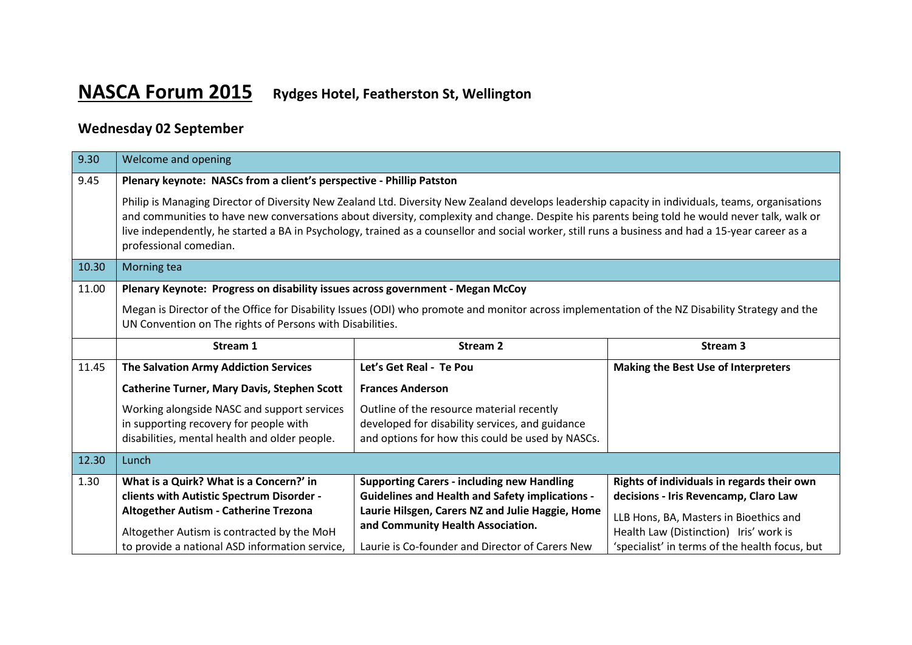# NASCA Forum 2015 Rydges Hotel, Featherston St, Wellington

## Wednesday 02 September

| | | | |
|---|---|---|---|
| 9.30 | Welcome and opening | | |
| 9.45 | **Plenary keynote: NASCs from a client's perspective - Phillip Patston**<br><br>Philip is Managing Director of Diversity New Zealand Ltd. Diversity New Zealand develops leadership capacity in individuals, teams, organisations and communities to have new conversations about diversity, complexity and change. Despite his parents being told he would never talk, walk or live independently, he started a BA in Psychology, trained as a counsellor and social worker, still runs a business and had a 15-year career as a professional comedian. | | |
| 10.30 | Morning tea | | |
| 11.00 | **Plenary Keynote: Progress on disability issues across government - Megan McCoy**<br><br>Megan is Director of the Office for Disability Issues (ODI) who promote and monitor across implementation of the NZ Disability Strategy and the UN Convention on The rights of Persons with Disabilities. | | |
| | **Stream 1** | **Stream 2** | **Stream 3** |
| 11.45 | **The Salvation Army Addiction Services**<br><br>**Catherine Turner, Mary Davis, Stephen Scott**<br><br>Working alongside NASC and support services in supporting recovery for people with disabilities, mental health and older people. | **Let's Get Real - Te Pou**<br><br>**Frances Anderson**<br><br>Outline of the resource material recently developed for disability services, and guidance and options for how this could be used by NASCs. | **Making the Best Use of Interpreters** |
| 12.30 | Lunch | | |
| 1.30 | **What is a Quirk? What is a Concern?' in clients with Autistic Spectrum Disorder - Altogether Autism - Catherine Trezona**<br><br>Altogether Autism is contracted by the MoH to provide a national ASD information service, | **Supporting Carers - including new Handling Guidelines and Health and Safety implications - Laurie Hilsgen, Carers NZ and Julie Haggie, Home and Community Health Association.**<br><br>Laurie is Co-founder and Director of Carers New | **Rights of individuals in regards their own decisions - Iris Revencamp, Claro Law**<br><br>LLB Hons, BA, Masters in Bioethics and Health Law (Distinction) Iris' work is 'specialist' in terms of the health focus, but |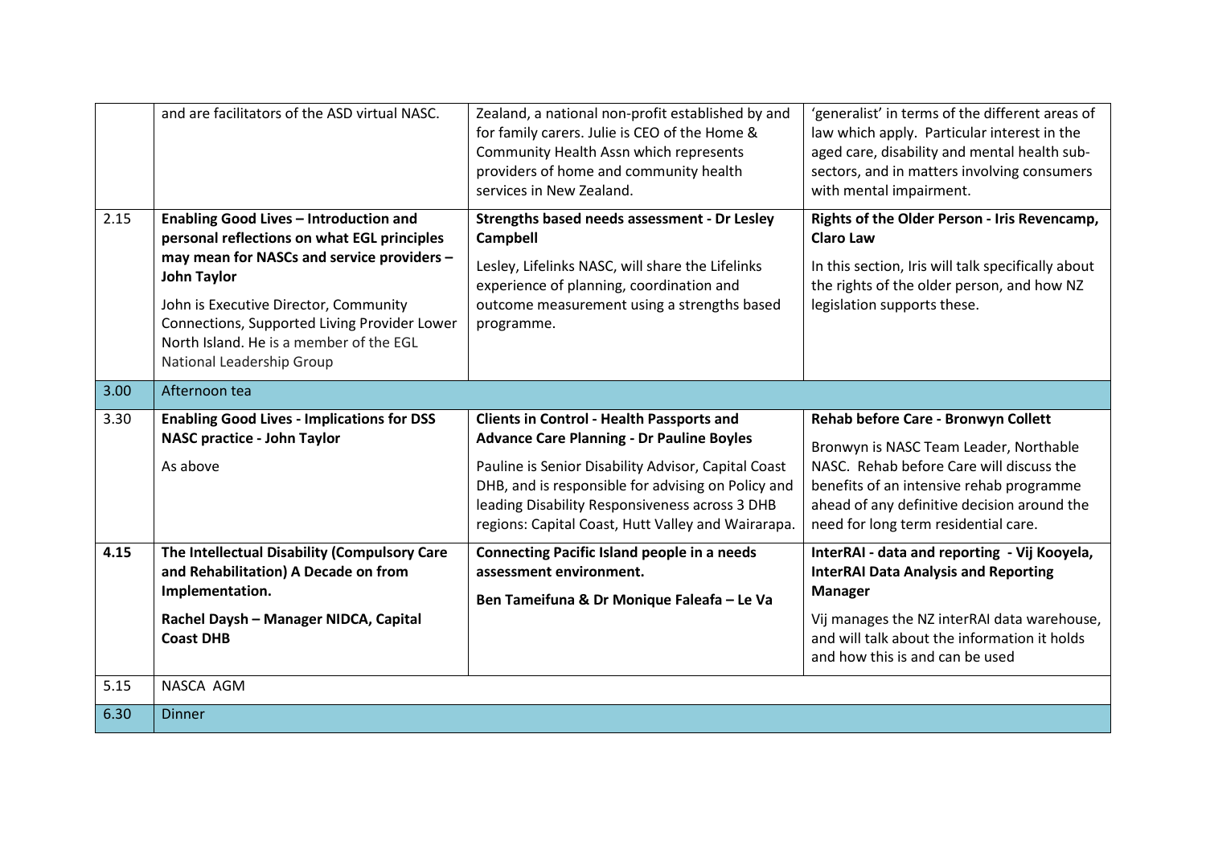|  |  |  |  |
| --- | --- | --- | --- |
|  | and are facilitators of the ASD virtual NASC. | Zealand, a national non-profit established by and for family carers. Julie is CEO of the Home & Community Health Assn which represents providers of home and community health services in New Zealand. | 'generalist' in terms of the different areas of law which apply. Particular interest in the aged care, disability and mental health sub-sectors, and in matters involving consumers with mental impairment. |
| 2.15 | **Enabling Good Lives – Introduction and personal reflections on what EGL principles may mean for NASCs and service providers – John Taylor**<br><br>John is Executive Director, Community Connections, Supported Living Provider Lower North Island. He is a member of the EGL National Leadership Group | **Strengths based needs assessment - Dr Lesley Campbell**<br><br>Lesley, Lifelinks NASC, will share the Lifelinks experience of planning, coordination and outcome measurement using a strengths based programme. | **Rights of the Older Person - Iris Revencamp, Claro Law**<br><br>In this section, Iris will talk specifically about the rights of the older person, and how NZ legislation supports these. |
| 3.00 | Afternoon tea |  |  |
| 3.30 | **Enabling Good Lives - Implications for DSS NASC practice - John Taylor**<br><br>As above | **Clients in Control - Health Passports and Advance Care Planning - Dr Pauline Boyles**<br><br>Pauline is Senior Disability Advisor, Capital Coast DHB, and is responsible for advising on Policy and leading Disability Responsiveness across 3 DHB regions: Capital Coast, Hutt Valley and Wairarapa. | **Rehab before Care - Bronwyn Collett**<br><br>Bronwyn is NASC Team Leader, Northable NASC. Rehab before Care will discuss the benefits of an intensive rehab programme ahead of any definitive decision around the need for long term residential care. |
| **4.15** | **The Intellectual Disability (Compulsory Care and Rehabilitation) A Decade on from Implementation.**<br><br>**Rachel Daysh – Manager NIDCA, Capital Coast DHB** | **Connecting Pacific Island people in a needs assessment environment.**<br><br>**Ben Tameifuna & Dr Monique Faleafa – Le Va** | **InterRAI - data and reporting - Vij Kooyela, InterRAI Data Analysis and Reporting Manager**<br><br>Vij manages the NZ interRAI data warehouse, and will talk about the information it holds and how this is and can be used |
| 5.15 | NASCA AGM |  |  |
| 6.30 | Dinner |  |  |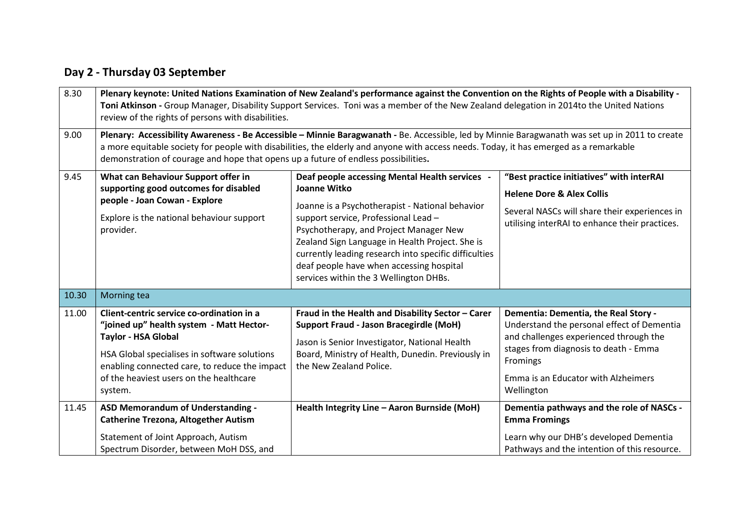## Day 2 - Thursday 03 September

| | | | |
|---|---|---|---|
| 8.30 | **Plenary keynote: United Nations Examination of New Zealand's performance against the Convention on the Rights of People with a Disability - Toni Atkinson -** Group Manager, Disability Support Services. Toni was a member of the New Zealand delegation in 2014to the United Nations review of the rights of persons with disabilities. | | |
| 9.00 | **Plenary: Accessibility Awareness - Be Accessible – Minnie Baragwanath -** Be. Accessible, led by Minnie Baragwanath was set up in 2011 to create a more equitable society for people with disabilities, the elderly and anyone with access needs. Today, it has emerged as a remarkable demonstration of courage and hope that opens up a future of endless possibilities**.** | | |
| 9.45 | **What can Behaviour Support offer in supporting good outcomes for disabled people - Joan Cowan - Explore**<br><br>Explore is the national behaviour support provider. | **Deaf people accessing Mental Health services - Joanne Witko**<br><br>Joanne is a Psychotherapist - National behavior support service, Professional Lead – Psychotherapy, and Project Manager New Zealand Sign Language in Health Project. She is currently leading research into specific difficulties deaf people have when accessing hospital services within the 3 Wellington DHBs. | **"Best practice initiatives" with interRAI**<br><br>**Helene Dore & Alex Collis**<br><br>Several NASCs will share their experiences in utilising interRAI to enhance their practices. |
| 10.30 | Morning tea | | |
| 11.00 | **Client-centric service co-ordination in a "joined up" health system - Matt Hector-Taylor - HSA Global**<br><br>HSA Global specialises in software solutions enabling connected care, to reduce the impact of the heaviest users on the healthcare system. | **Fraud in the Health and Disability Sector – Carer Support Fraud - Jason Bracegirdle (MoH)**<br><br>Jason is Senior Investigator, National Health Board, Ministry of Health, Dunedin. Previously in the New Zealand Police. | **Dementia: Dementia, the Real Story -** Understand the personal effect of Dementia and challenges experienced through the stages from diagnosis to death - Emma Fromings<br><br>Emma is an Educator with Alzheimers Wellington |
| 11.45 | **ASD Memorandum of Understanding - Catherine Trezona, Altogether Autism**<br><br>Statement of Joint Approach, Autism Spectrum Disorder, between MoH DSS, and | **Health Integrity Line – Aaron Burnside (MoH)** | **Dementia pathways and the role of NASCs - Emma Fromings**<br><br>Learn why our DHB's developed Dementia Pathways and the intention of this resource. |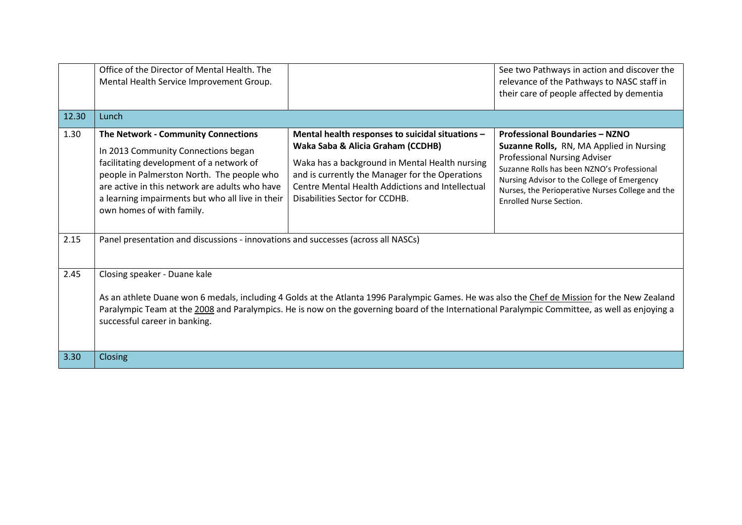| | | | |
|---|---|---|---|
| | Office of the Director of Mental Health. The Mental Health Service Improvement Group. | | See two Pathways in action and discover the relevance of the Pathways to NASC staff in their care of people affected by dementia |
| 12.30 | Lunch | | |
| 1.30 | **The Network - Community Connections**<br>In 2013 Community Connections began facilitating development of a network of people in Palmerston North. The people who are active in this network are adults who have a learning impairments but who all live in their own homes of with family. | **Mental health responses to suicidal situations – Waka Saba & Alicia Graham (CCDHB)**<br>Waka has a background in Mental Health nursing and is currently the Manager for the Operations Centre Mental Health Addictions and Intellectual Disabilities Sector for CCDHB. | **Professional Boundaries – NZNO**<br>**Suzanne Rolls,** RN, MA Applied in Nursing Professional Nursing Adviser<br>Suzanne Rolls has been NZNO's Professional Nursing Advisor to the College of Emergency Nurses, the Perioperative Nurses College and the Enrolled Nurse Section. |
| 2.15 | Panel presentation and discussions - innovations and successes (across all NASCs) | | |
| 2.45 | Closing speaker - Duane kale<br><br>As an athlete Duane won 6 medals, including 4 Golds at the Atlanta 1996 Paralympic Games. He was also the Chef de Mission for the New Zealand Paralympic Team at the 2008 and Paralympics. He is now on the governing board of the International Paralympic Committee, as well as enjoying a successful career in banking. | | |
| 3.30 | Closing | | |